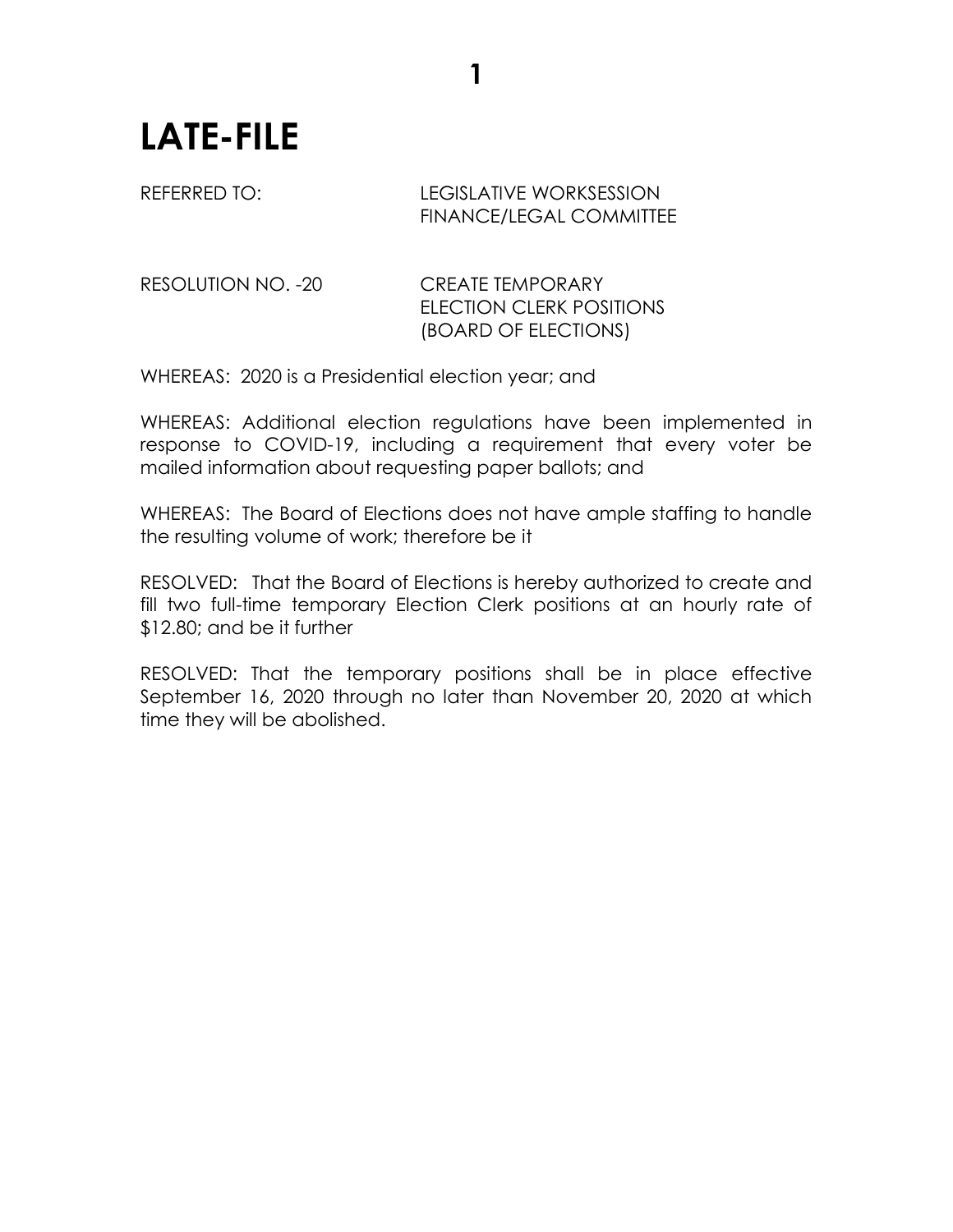# LATE-FILE

REFERRED TO: LEGISLATIVE WORKSESSION
FINANCE/LEGAL COMMITTEE

RESOLUTION NO. -20 CREATE TEMPORARY
ELECTION CLERK POSITIONS
(BOARD OF ELECTIONS)

WHEREAS: 2020 is a Presidential election year; and

WHEREAS: Additional election regulations have been implemented in response to COVID-19, including a requirement that every voter be mailed information about requesting paper ballots; and

WHEREAS: The Board of Elections does not have ample staffing to handle the resulting volume of work; therefore be it

RESOLVED: That the Board of Elections is hereby authorized to create and fill two full-time temporary Election Clerk positions at an hourly rate of $12.80; and be it further

RESOLVED: That the temporary positions shall be in place effective September 16, 2020 through no later than November 20, 2020 at which time they will be abolished.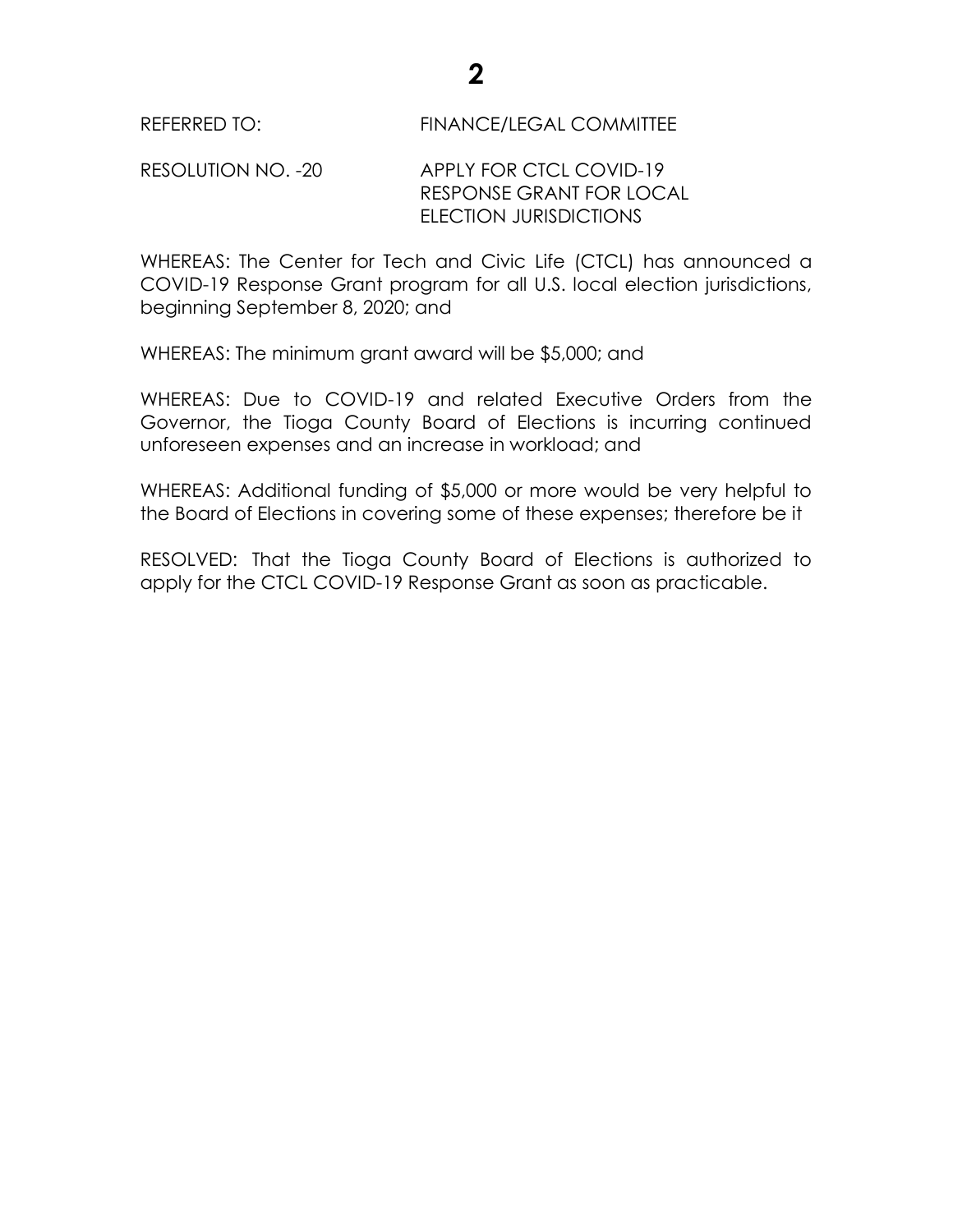REFERRED TO: FINANCE/LEGAL COMMITTEE

RESOLUTION NO. -20 APPLY FOR CTCL COVID-19 RESPONSE GRANT FOR LOCAL ELECTION JURISDICTIONS

WHEREAS: The Center for Tech and Civic Life (CTCL) has announced a COVID-19 Response Grant program for all U.S. local election jurisdictions, beginning September 8, 2020; and

WHEREAS: The minimum grant award will be $5,000; and

WHEREAS: Due to COVID-19 and related Executive Orders from the Governor, the Tioga County Board of Elections is incurring continued unforeseen expenses and an increase in workload; and

WHEREAS: Additional funding of $5,000 or more would be very helpful to the Board of Elections in covering some of these expenses; therefore be it

RESOLVED: That the Tioga County Board of Elections is authorized to apply for the CTCL COVID-19 Response Grant as soon as practicable.